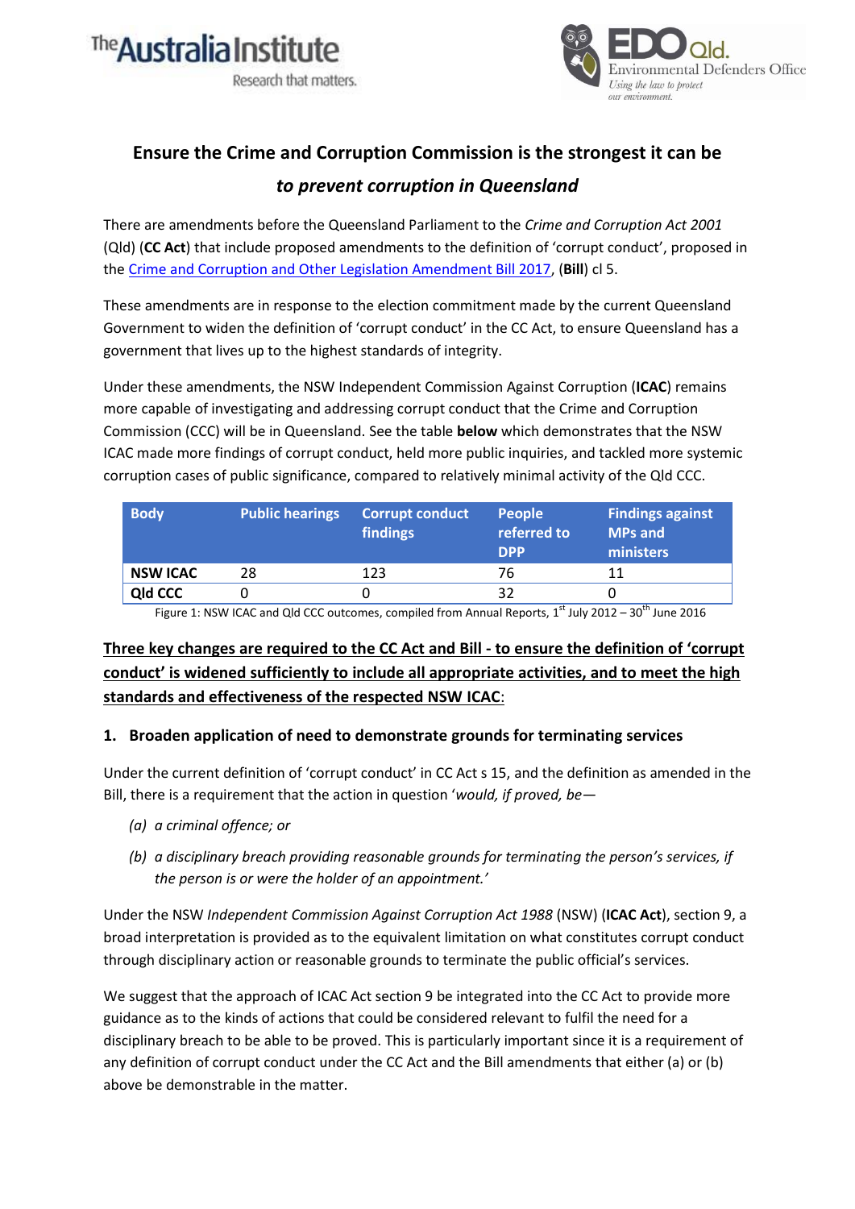# Ensure the Crime and Corruption Commission is the strongest it can be

## *to prevent corruption in Queensland*

There are amendments before the Queensland Parliament to the *Crime and Corruption Act 2001* (Qld) (**CC Act**) that include proposed amendments to the definition of 'corrupt conduct', proposed in the Crime and Corruption and Other Legislation Amendment Bill 2017, (**Bill**) cl 5.

These amendments are in response to the election commitment made by the current Queensland Government to widen the definition of 'corrupt conduct' in the CC Act, to ensure Queensland has a government that lives up to the highest standards of integrity.

Under these amendments, the NSW Independent Commission Against Corruption (**ICAC**) remains more capable of investigating and addressing corrupt conduct that the Crime and Corruption Commission (CCC) will be in Queensland. See the table **below** which demonstrates that the NSW ICAC made more findings of corrupt conduct, held more public inquiries, and tackled more systemic corruption cases of public significance, compared to relatively minimal activity of the Qld CCC.

| Body | Public hearings | Corrupt conduct findings | People referred to DPP | Findings against MPs and ministers |
|---|---|---|---|---|
| **NSW ICAC** | 28 | 123 | 76 | 11 |
| **Qld CCC** | 0 | 0 | 32 | 0 |

Figure 1: NSW ICAC and Qld CCC outcomes, compiled from Annual Reports, 1st July 2012 – 30th June 2016

**<u>Three key changes are required to the CC Act and Bill - to ensure the definition of 'corrupt conduct' is widened sufficiently to include all appropriate activities, and to meet the high standards and effectiveness of the respected NSW ICAC</u>:**

### 1. Broaden application of need to demonstrate grounds for terminating services

Under the current definition of 'corrupt conduct' in CC Act s 15, and the definition as amended in the Bill, there is a requirement that the action in question '*would, if proved, be—*

- *(a) a criminal offence; or*
- *(b) a disciplinary breach providing reasonable grounds for terminating the person's services, if the person is or were the holder of an appointment.'*

Under the NSW *Independent Commission Against Corruption Act 1988* (NSW) (**ICAC Act**), section 9, a broad interpretation is provided as to the equivalent limitation on what constitutes corrupt conduct through disciplinary action or reasonable grounds to terminate the public official's services.

We suggest that the approach of ICAC Act section 9 be integrated into the CC Act to provide more guidance as to the kinds of actions that could be considered relevant to fulfil the need for a disciplinary breach to be able to be proved. This is particularly important since it is a requirement of any definition of corrupt conduct under the CC Act and the Bill amendments that either (a) or (b) above be demonstrable in the matter.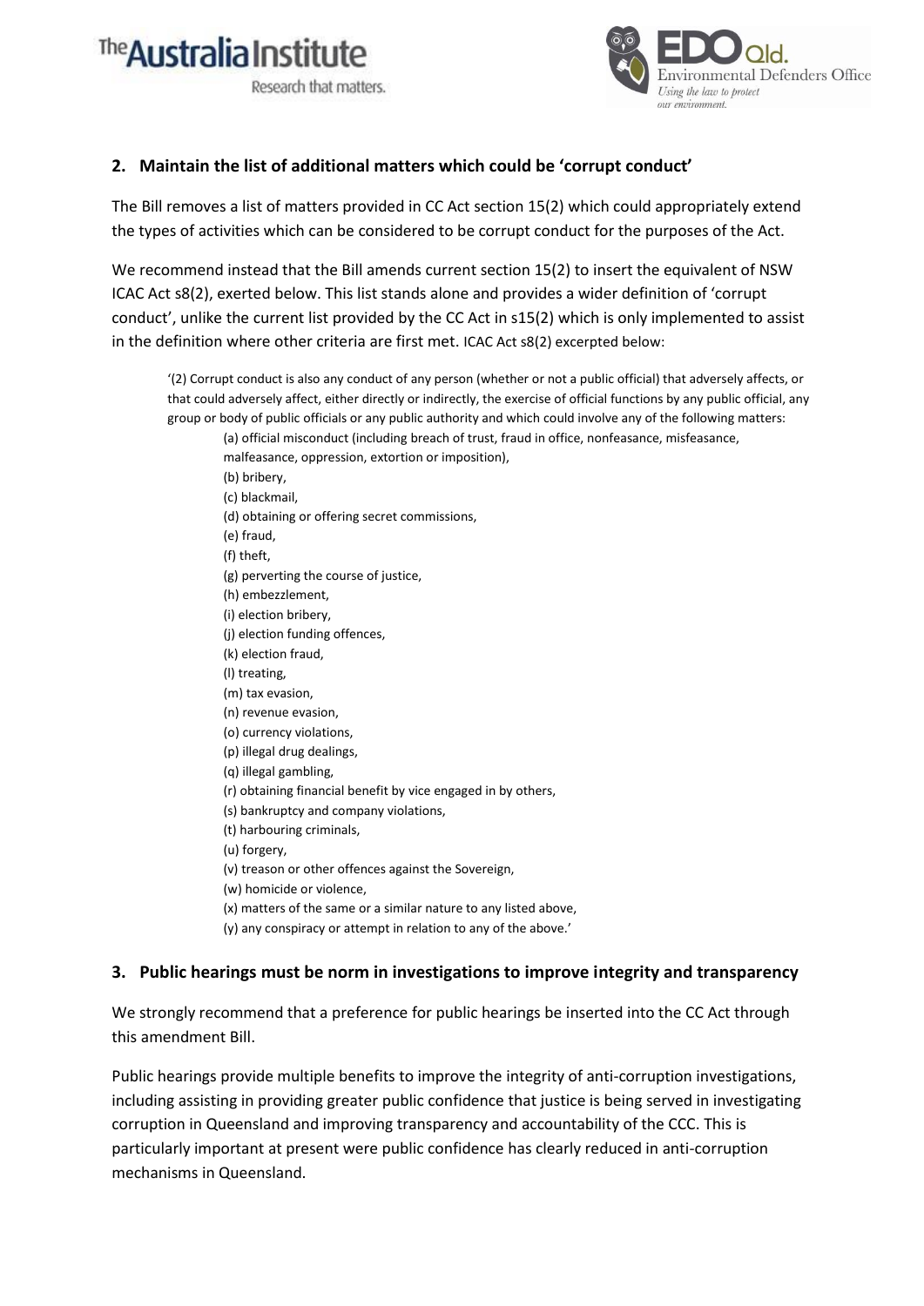## 2. Maintain the list of additional matters which could be 'corrupt conduct'

The Bill removes a list of matters provided in CC Act section 15(2) which could appropriately extend the types of activities which can be considered to be corrupt conduct for the purposes of the Act.

We recommend instead that the Bill amends current section 15(2) to insert the equivalent of NSW ICAC Act s8(2), exerted below. This list stands alone and provides a wider definition of 'corrupt conduct', unlike the current list provided by the CC Act in s15(2) which is only implemented to assist in the definition where other criteria are first met. ICAC Act s8(2) excerpted below:

> '(2) Corrupt conduct is also any conduct of any person (whether or not a public official) that adversely affects, or that could adversely affect, either directly or indirectly, the exercise of official functions by any public official, any group or body of public officials or any public authority and which could involve any of the following matters:
>
> (a) official misconduct (including breach of trust, fraud in office, nonfeasance, misfeasance, malfeasance, oppression, extortion or imposition),
> (b) bribery,
> (c) blackmail,
> (d) obtaining or offering secret commissions,
> (e) fraud,
> (f) theft,
> (g) perverting the course of justice,
> (h) embezzlement,
> (i) election bribery,
> (j) election funding offences,
> (k) election fraud,
> (l) treating,
> (m) tax evasion,
> (n) revenue evasion,
> (o) currency violations,
> (p) illegal drug dealings,
> (q) illegal gambling,
> (r) obtaining financial benefit by vice engaged in by others,
> (s) bankruptcy and company violations,
> (t) harbouring criminals,
> (u) forgery,
> (v) treason or other offences against the Sovereign,
> (w) homicide or violence,
> (x) matters of the same or a similar nature to any listed above,
> (y) any conspiracy or attempt in relation to any of the above.'

## 3. Public hearings must be norm in investigations to improve integrity and transparency

We strongly recommend that a preference for public hearings be inserted into the CC Act through this amendment Bill.

Public hearings provide multiple benefits to improve the integrity of anti-corruption investigations, including assisting in providing greater public confidence that justice is being served in investigating corruption in Queensland and improving transparency and accountability of the CCC. This is particularly important at present were public confidence has clearly reduced in anti-corruption mechanisms in Queensland.